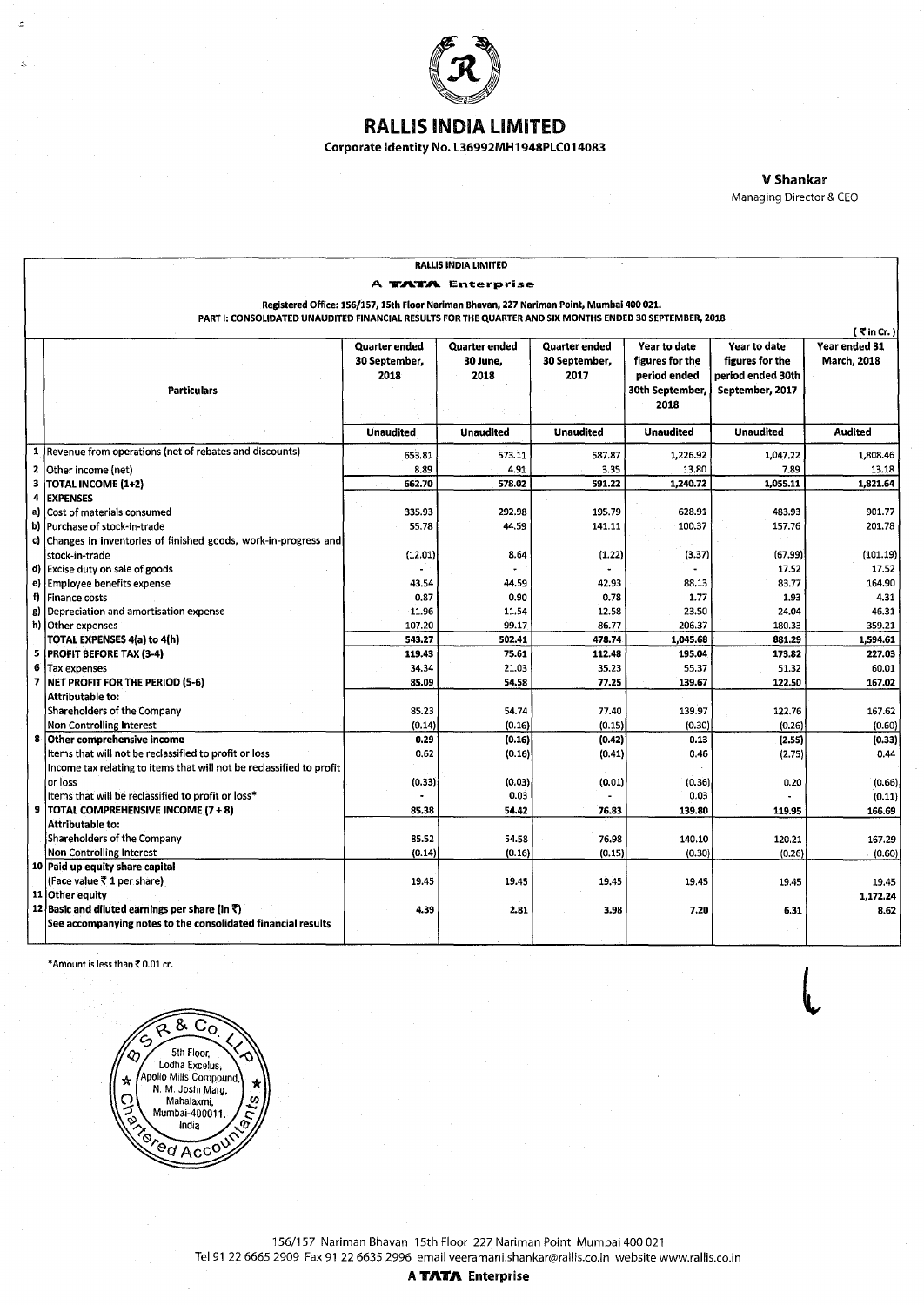# RALLIS INDIA LIMITED

**Corporate Identity No. L36992MH1948PLC014083**

**V Shankar**
Managing Director & CEO

**RALLIS INDIA LIMITED**

**A TATA Enterprise**

**Registered Office: 156/157, 15th Floor Nariman Bhavan, 227 Nariman Point, Mumbai 400 021.**

**PART I: CONSOLIDATED UNAUDITED FINANCIAL RESULTS FOR THE QUARTER AND SIX MONTHS ENDED 30 SEPTEMBER, 2018**

( ₹ in Cr. )

| | Particulars | Quarter ended 30 September, 2018 | Quarter ended 30 June, 2018 | Quarter ended 30 September, 2017 | Year to date figures for the period ended 30th September, 2018 | Year to date figures for the period ended 30th September, 2017 | Year ended 31 March, 2018 |
|---|---|---|---|---|---|---|---|
| | | Unaudited | Unaudited | Unaudited | Unaudited | Unaudited | Audited |
| 1 | Revenue from operations (net of rebates and discounts) | 653.81 | 573.11 | 587.87 | 1,226.92 | 1,047.22 | 1,808.46 |
| 2 | Other income (net) | 8.89 | 4.91 | 3.35 | 13.80 | 7.89 | 13.18 |
| 3 | **TOTAL INCOME (1+2)** | 662.70 | 578.02 | 591.22 | 1,240.72 | 1,055.11 | 1,821.64 |
| 4 | **EXPENSES** | | | | | | |
| a) | Cost of materials consumed | 335.93 | 292.98 | 195.79 | 628.91 | 483.93 | 901.77 |
| b) | Purchase of stock-in-trade | 55.78 | 44.59 | 141.11 | 100.37 | 157.76 | 201.78 |
| c) | Changes in inventories of finished goods, work-in-progress and stock-in-trade | (12.01) | 8.64 | (1.22) | (3.37) | (67.99) | (101.19) |
| d) | Excise duty on sale of goods | - | - | - | - | 17.52 | 17.52 |
| e) | Employee benefits expense | 43.54 | 44.59 | 42.93 | 88.13 | 83.77 | 164.90 |
| f) | Finance costs | 0.87 | 0.90 | 0.78 | 1.77 | 1.93 | 4.31 |
| g) | Depreciation and amortisation expense | 11.96 | 11.54 | 12.58 | 23.50 | 24.04 | 46.31 |
| h) | Other expenses | 107.20 | 99.17 | 86.77 | 206.37 | 180.33 | 359.21 |
| | **TOTAL EXPENSES 4(a) to 4(h)** | 543.27 | 502.41 | 478.74 | 1,045.68 | 881.29 | 1,594.61 |
| 5 | **PROFIT BEFORE TAX (3-4)** | 119.43 | 75.61 | 112.48 | 195.04 | 173.82 | 227.03 |
| 6 | Tax expenses | 34.34 | 21.03 | 35.23 | 55.37 | 51.32 | 60.01 |
| 7 | **NET PROFIT FOR THE PERIOD (5-6)** | 85.09 | 54.58 | 77.25 | 139.67 | 122.50 | 167.02 |
| | **Attributable to:** | | | | | | |
| | Shareholders of the Company | 85.23 | 54.74 | 77.40 | 139.97 | 122.76 | 167.62 |
| | Non Controlling Interest | (0.14) | (0.16) | (0.15) | (0.30) | (0.26) | (0.60) |
| 8 | **Other comprehensive income** | 0.29 | (0.16) | (0.42) | 0.13 | (2.55) | (0.33) |
| | Items that will not be reclassified to profit or loss | 0.62 | (0.16) | (0.41) | 0.46 | (2.75) | 0.44 |
| | Income tax relating to items that will not be reclassified to profit or loss | (0.33) | (0.03) | (0.01) | (0.36) | 0.20 | (0.66) |
| | Items that will be reclassified to profit or loss* | - | 0.03 | - | 0.03 | - | (0.11) |
| 9 | **TOTAL COMPREHENSIVE INCOME (7 + 8)** | 85.38 | 54.42 | 76.83 | 139.80 | 119.95 | 166.69 |
| | **Attributable to:** | | | | | | |
| | Shareholders of the Company | 85.52 | 54.58 | 76.98 | 140.10 | 120.21 | 167.29 |
| | Non Controlling Interest | (0.14) | (0.16) | (0.15) | (0.30) | (0.26) | (0.60) |
| 10 | **Paid up equity share capital** (Face value ₹ 1 per share) | 19.45 | 19.45 | 19.45 | 19.45 | 19.45 | 19.45 |
| 11 | **Other equity** | | | | | | 1,172.24 |
| 12 | **Basic and diluted earnings per share (in ₹)** | 4.39 | 2.81 | 3.98 | 7.20 | 6.31 | 8.62 |
| | **See accompanying notes to the consolidated financial results** | | | | | | |

*Amount is less than ₹ 0.01 cr.

156/157 Nariman Bhavan 15th Floor 227 Nariman Point Mumbai 400 021
Tel 91 22 6665 2909 Fax 91 22 6635 2996 email veeramani.shankar@rallis.co.in website www.rallis.co.in

**A TATA Enterprise**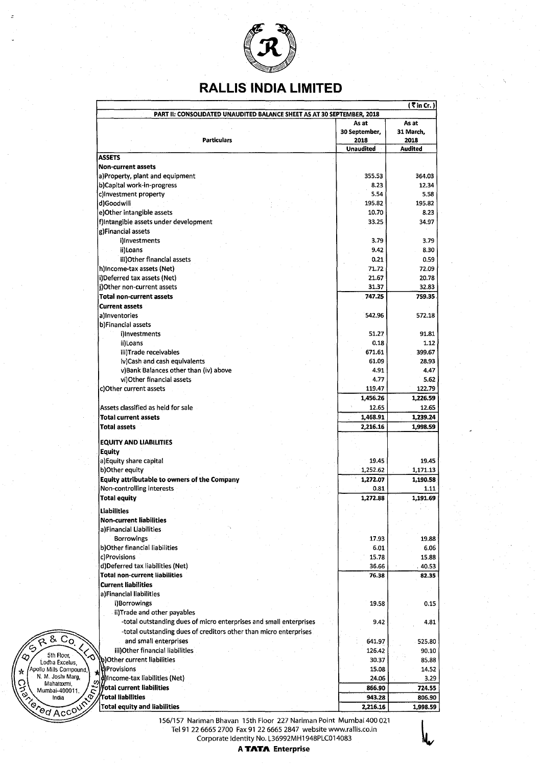# RALLIS INDIA LIMITED

| | | (₹ in Cr.) |
|---|---|---|
| **PART II: CONSOLIDATED UNAUDITED BALANCE SHEET AS AT 30 SEPTEMBER, 2018** | | |
| **Particulars** | **As at 30 September, 2018** | **As at 31 March, 2018** |
| | **Unaudited** | **Audited** |
| **ASSETS** | | |
| **Non-current assets** | | |
| a)Property, plant and equipment | 355.53 | 364.03 |
| b)Capital work-in-progress | 8.23 | 12.34 |
| c)Investment property | 5.54 | 5.58 |
| d)Goodwill | 195.82 | 195.82 |
| e)Other intangible assets | 10.70 | 8.23 |
| f)Intangible assets under development | 33.25 | 34.97 |
| g)Financial assets | | |
| i)Investments | 3.79 | 3.79 |
| ii)Loans | 9.42 | 8.30 |
| iii)Other financial assets | 0.21 | 0.59 |
| h)Income-tax assets (Net) | 71.72 | 72.09 |
| i)Deferred tax assets (Net) | 21.67 | 20.78 |
| j)Other non-current assets | 31.37 | 32.83 |
| **Total non-current assets** | **747.25** | **759.35** |
| **Current assets** | | |
| a)Inventories | 542.96 | 572.18 |
| b)Financial assets | | |
| i)Investments | 51.27 | 91.81 |
| ii)Loans | 0.18 | 1.12 |
| iii)Trade receivables | 671.61 | 399.67 |
| iv)Cash and cash equivalents | 61.09 | 28.93 |
| v)Bank Balances other than (iv) above | 4.91 | 4.47 |
| vi)Other financial assets | 4.77 | 5.62 |
| c)Other current assets | 119.47 | 122.79 |
| | **1,456.26** | **1,226.59** |
| Assets classified as held for sale | 12.65 | 12.65 |
| **Total current assets** | **1,468.91** | **1,239.24** |
| **Total assets** | **2,216.16** | **1,998.59** |
| **EQUITY AND LIABILITIES** | | |
| **Equity** | | |
| a)Equity share capital | 19.45 | 19.45 |
| b)Other equity | 1,252.62 | 1,171.13 |
| **Equity attributable to owners of the Company** | **1,272.07** | **1,190.58** |
| Non-controlling interests | 0.81 | 1.11 |
| **Total equity** | **1,272.88** | **1,191.69** |
| **Liabilities** | | |
| **Non-current liabilities** | | |
| a)Financial Liabilities | | |
| Borrowings | 17.93 | 19.88 |
| b)Other financial liabilities | 6.01 | 6.06 |
| c)Provisions | 15.78 | 15.88 |
| d)Deferred tax liabilities (Net) | 36.66 | 40.53 |
| **Total non-current liabilities** | **76.38** | **82.35** |
| **Current liabilities** | | |
| a)Financial liabilities | | |
| i)Borrowings | 19.58 | 0.15 |
| ii)Trade and other payables | | |
| -total outstanding dues of micro enterprises and small enterprises | 9.42 | 4.81 |
| -total outstanding dues of creditors other than micro enterprises and small enterprises | 641.97 | 525.80 |
| iii)Other financial liabilities | 126.42 | 90.10 |
| b)Other current liabilities | 30.37 | 85.88 |
| c)Provisions | 15.08 | 14.52 |
| d)Income-tax liabilities (Net) | 24.06 | 3.29 |
| **Total current liabilities** | **866.90** | **724.55** |
| **Total liabilities** | **943.28** | **806.90** |
| **Total equity and liabilities** | **2,216.16** | **1,998.59** |

156/157 Nariman Bhavan 15th Floor 227 Nariman Point Mumbai 400 021
Tel 91 22 6665 2700 Fax 91 22 6665 2847 website www.rallis.co.in
Corporate Identity No. L36992MH1948PLC014083

**A TATA Enterprise**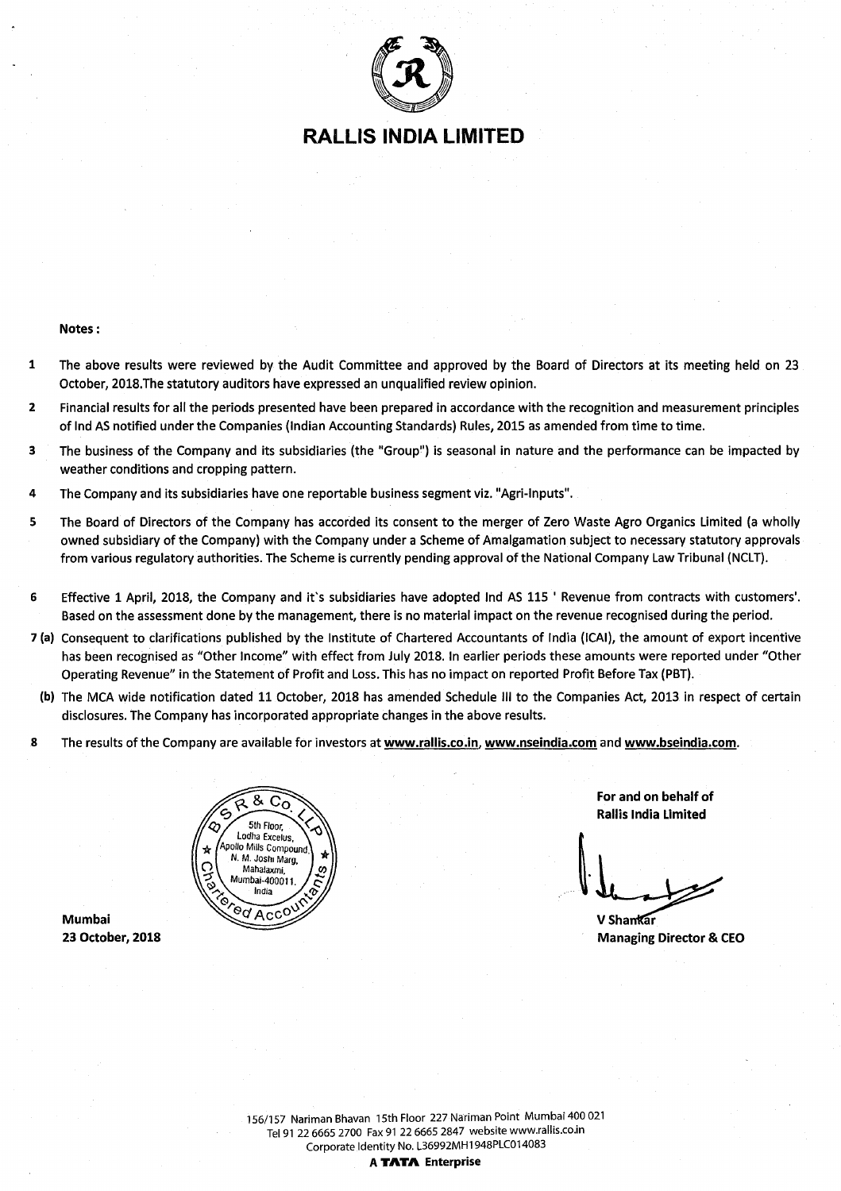# RALLIS INDIA LIMITED

**Notes :**

1. The above results were reviewed by the Audit Committee and approved by the Board of Directors at its meeting held on 23 October, 2018.The statutory auditors have expressed an unqualified review opinion.

2. Financial results for all the periods presented have been prepared in accordance with the recognition and measurement principles of Ind AS notified under the Companies (Indian Accounting Standards) Rules, 2015 as amended from time to time.

3. The business of the Company and its subsidiaries (the "Group") is seasonal in nature and the performance can be impacted by weather conditions and cropping pattern.

4. The Company and its subsidiaries have one reportable business segment viz. "Agri-Inputs".

5. The Board of Directors of the Company has accorded its consent to the merger of Zero Waste Agro Organics Limited (a wholly owned subsidiary of the Company) with the Company under a Scheme of Amalgamation subject to necessary statutory approvals from various regulatory authorities. The Scheme is currently pending approval of the National Company Law Tribunal (NCLT).

6. Effective 1 April, 2018, the Company and it`s subsidiaries have adopted Ind AS 115 ' Revenue from contracts with customers'. Based on the assessment done by the management, there is no material impact on the revenue recognised during the period.

7. (a) Consequent to clarifications published by the Institute of Chartered Accountants of India (ICAI), the amount of export incentive has been recognised as "Other Income" with effect from July 2018. In earlier periods these amounts were reported under "Other Operating Revenue" in the Statement of Profit and Loss. This has no impact on reported Profit Before Tax (PBT).

   (b) The MCA wide notification dated 11 October, 2018 has amended Schedule III to the Companies Act, 2013 in respect of certain disclosures. The Company has incorporated appropriate changes in the above results.

8. The results of the Company are available for investors at **www.rallis.co.in**, **www.nseindia.com** and **www.bseindia.com**.

B S R & Co. LLP Chartered Accountants, 5th Floor, Lodha Excelus, Apollo Mills Compound, N. M. Joshi Marg, Mahalaxmi, Mumbai-400011. India

**For and on behalf of**
**Rallis India Limited**

**V Shankar**
**Managing Director & CEO**

**Mumbai**
**23 October, 2018**

156/157 Nariman Bhavan 15th Floor 227 Nariman Point Mumbai 400 021
Tel 91 22 6665 2700 Fax 91 22 6665 2847 website www.rallis.co.in
Corporate Identity No. L36992MH1948PLC014083
**A TATA Enterprise**